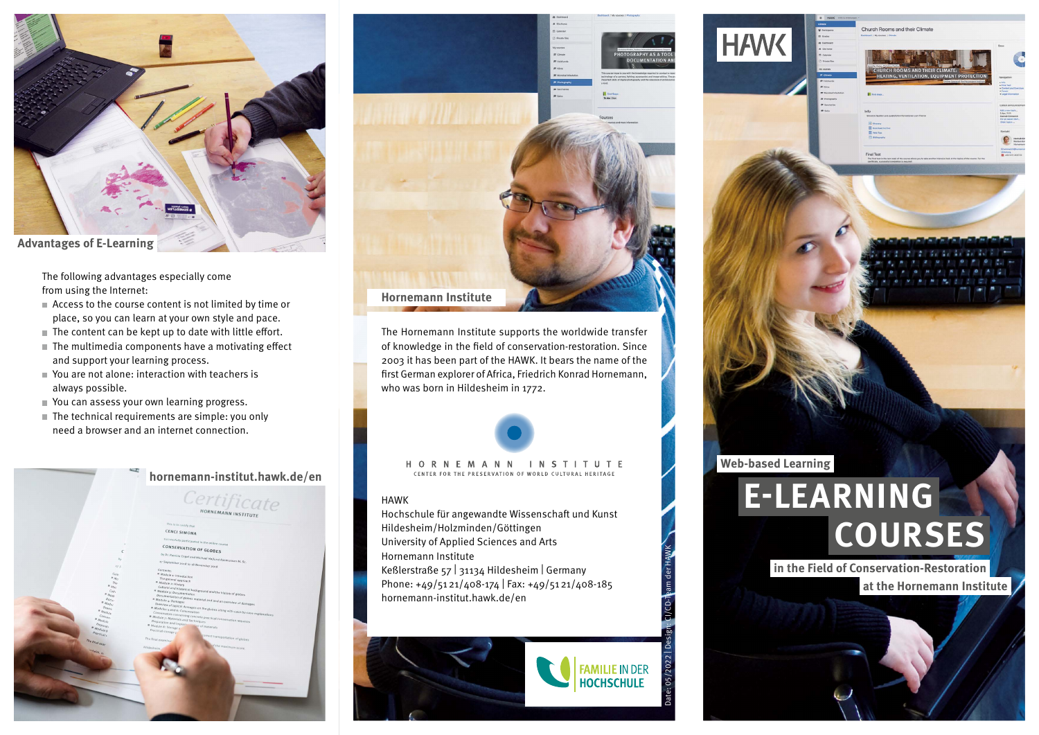## Advantages of E-Learning

The following advantages especially come from using the Internet:

- Access to the course content is not limited by time or place, so you can learn at your own style and pace.
- The content can be kept up to date with little effort.
- The multimedia components have a motivating effect and support your learning process.
- You are not alone: interaction with teachers is always possible.
- You can assess your own learning progress.
- The technical requirements are simple: you only need a browser and an internet connection.

**hornemann-institut.hawk.de/en**

## Hornemann Institute

The Hornemann Institute supports the worldwide transfer of knowledge in the field of conservation-restoration. Since 2003 it has been part of the HAWK. It bears the name of the first German explorer of Africa, Friedrich Konrad Hornemann, who was born in Hildesheim in 1772.

HORNEMANN INSTITUTE
CENTER FOR THE PRESERVATION OF WORLD CULTURAL HERITAGE

HAWK
Hochschule für angewandte Wissenschaft und Kunst
Hildesheim/Holzminden/Göttingen
University of Applied Sciences and Arts
Hornemann Institute
Keßlerstraße 57 | 31134 Hildesheim | Germany
Phone: +49/51 21/408-174 | Fax: +49/51 21/408-185
hornemann-institut.hawk.de/en

FAMILIE IN DER HOCHSCHULE

Date: 05/2022 | Design: CI/CD-Team der HAWK

HAWK

Web-based Learning

# E-LEARNING COURSES

## in the Field of Conservation-Restoration at the Hornemann Institute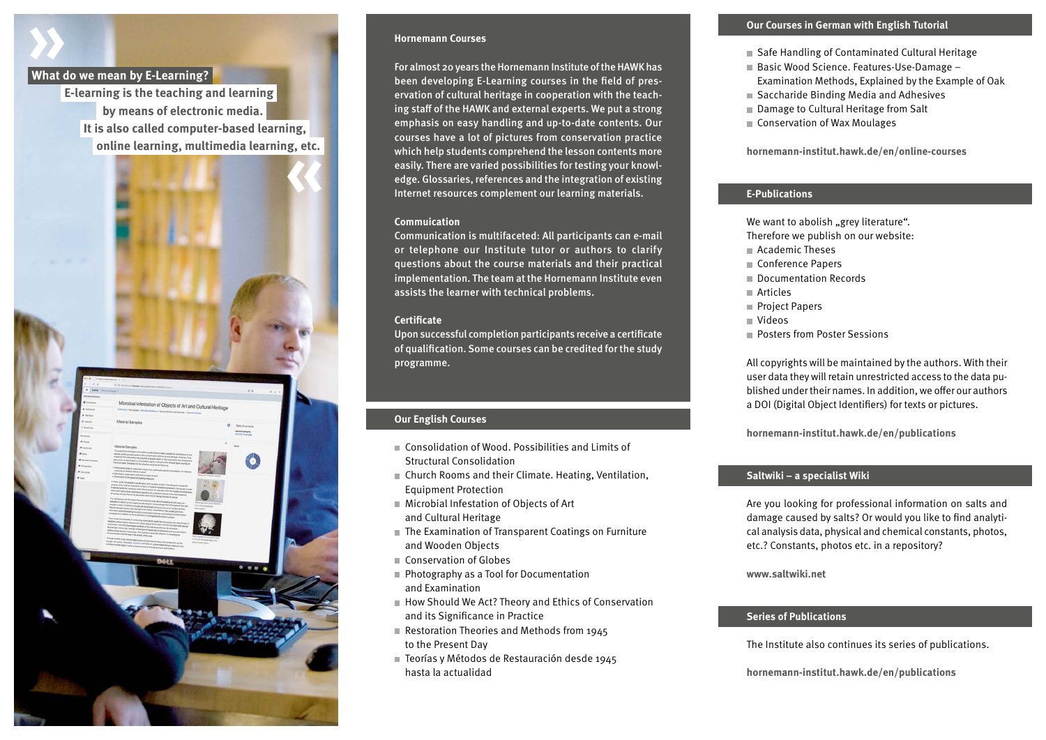**What do we mean by E-Learning?**

**E-learning is the teaching and learning by means of electronic media. It is also called computer-based learning, online learning, multimedia learning, etc.**

## Hornemann Courses

For almost 20 years the Hornemann Institute of the HAWK has been developing E-Learning courses in the field of preservation of cultural heritage in cooperation with the teaching staff of the HAWK and external experts. We put a strong emphasis on easy handling and up-to-date contents. Our courses have a lot of pictures from conservation practice which help students comprehend the lesson contents more easily. There are varied possibilities for testing your knowledge. Glossaries, references and the integration of existing Internet resources complement our learning materials.

### Commuication

Communication is multifaceted: All participants can e-mail or telephone our Institute tutor or authors to clarify questions about the course materials and their practical implementation. The team at the Hornemann Institute even assists the learner with technical problems.

### Certificate

Upon successful completion participants receive a certificate of qualification. Some courses can be credited for the study programme.

## Our English Courses

- Consolidation of Wood. Possibilities and Limits of Structural Consolidation
- Church Rooms and their Climate. Heating, Ventilation, Equipment Protection
- Microbial Infestation of Objects of Art and Cultural Heritage
- The Examination of Transparent Coatings on Furniture and Wooden Objects
- Conservation of Globes
- Photography as a Tool for Documentation and Examination
- How Should We Act? Theory and Ethics of Conservation and its Significance in Practice
- Restoration Theories and Methods from 1945 to the Present Day
- Teorías y Métodos de Restauración desde 1945 hasta la actualidad

## Our Courses in German with English Tutorial

- Safe Handling of Contaminated Cultural Heritage
- Basic Wood Science. Features-Use-Damage – Examination Methods, Explained by the Example of Oak
- Saccharide Binding Media and Adhesives
- Damage to Cultural Heritage from Salt
- Conservation of Wax Moulages

**hornemann-institut.hawk.de/en/online-courses**

## E-Publications

We want to abolish „grey literature".
Therefore we publish on our website:

- Academic Theses
- Conference Papers
- Documentation Records
- Articles
- Project Papers
- Videos
- Posters from Poster Sessions

All copyrights will be maintained by the authors. With their user data they will retain unrestricted access to the data published under their names. In addition, we offer our authors a DOI (Digital Object Identifiers) for texts or pictures.

**hornemann-institut.hawk.de/en/publications**

## Saltwiki – a specialist Wiki

Are you looking for professional information on salts and damage caused by salts? Or would you like to find analytical analysis data, physical and chemical constants, photos, etc.? Constants, photos etc. in a repository?

**www.saltwiki.net**

## Series of Publications

The Institute also continues its series of publications.

**hornemann-institut.hawk.de/en/publications**